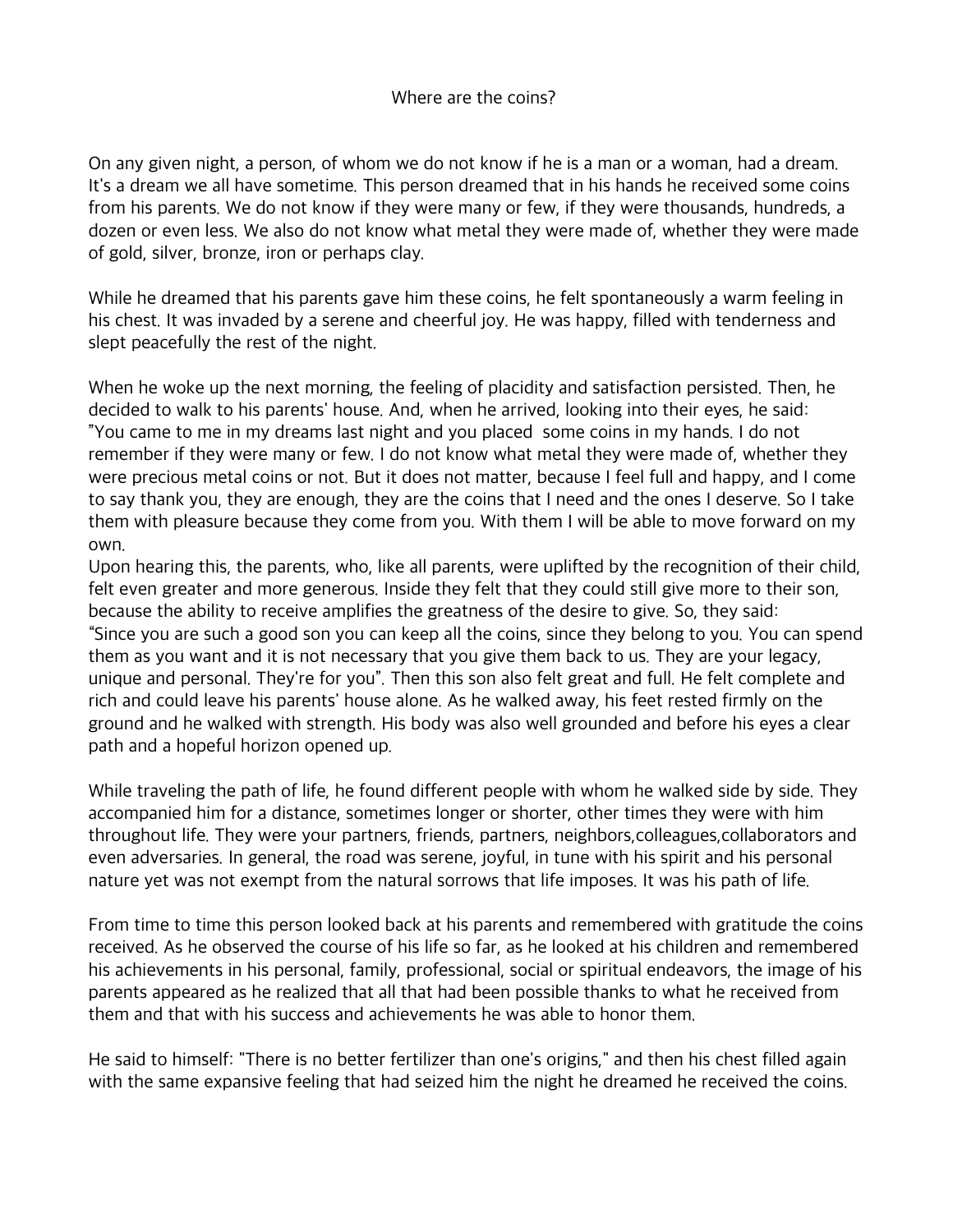# Where are the coins?

On any given night, a person, of whom we do not know if he is a man or a woman, had a dream. It's a dream we all have sometime. This person dreamed that in his hands he received some coins from his parents. We do not know if they were many or few, if they were thousands, hundreds, a dozen or even less. We also do not know what metal they were made of, whether they were made of gold, silver, bronze, iron or perhaps clay.

While he dreamed that his parents gave him these coins, he felt spontaneously a warm feeling in his chest. It was invaded by a serene and cheerful joy. He was happy, filled with tenderness and slept peacefully the rest of the night.

When he woke up the next morning, the feeling of placidity and satisfaction persisted. Then, he decided to walk to his parents' house. And, when he arrived, looking into their eyes, he said: "You came to me in my dreams last night and you placed some coins in my hands. I do not remember if they were many or few. I do not know what metal they were made of, whether they were precious metal coins or not. But it does not matter, because I feel full and happy, and I come to say thank you, they are enough, they are the coins that I need and the ones I deserve. So I take them with pleasure because they come from you. With them I will be able to move forward on my own.

Upon hearing this, the parents, who, like all parents, were uplifted by the recognition of their child, felt even greater and more generous. Inside they felt that they could still give more to their son, because the ability to receive amplifies the greatness of the desire to give. So, they said: "Since you are such a good son you can keep all the coins, since they belong to you. You can spend them as you want and it is not necessary that you give them back to us. They are your legacy, unique and personal. They're for you". Then this son also felt great and full. He felt complete and rich and could leave his parents' house alone. As he walked away, his feet rested firmly on the ground and he walked with strength. His body was also well grounded and before his eyes a clear path and a hopeful horizon opened up.

While traveling the path of life, he found different people with whom he walked side by side. They accompanied him for a distance, sometimes longer or shorter, other times they were with him throughout life. They were your partners, friends, partners, neighbors,colleagues,collaborators and even adversaries. In general, the road was serene, joyful, in tune with his spirit and his personal nature yet was not exempt from the natural sorrows that life imposes. It was his path of life.

From time to time this person looked back at his parents and remembered with gratitude the coins received. As he observed the course of his life so far, as he looked at his children and remembered his achievements in his personal, family, professional, social or spiritual endeavors, the image of his parents appeared as he realized that all that had been possible thanks to what he received from them and that with his success and achievements he was able to honor them.

He said to himself: "There is no better fertilizer than one's origins," and then his chest filled again with the same expansive feeling that had seized him the night he dreamed he received the coins.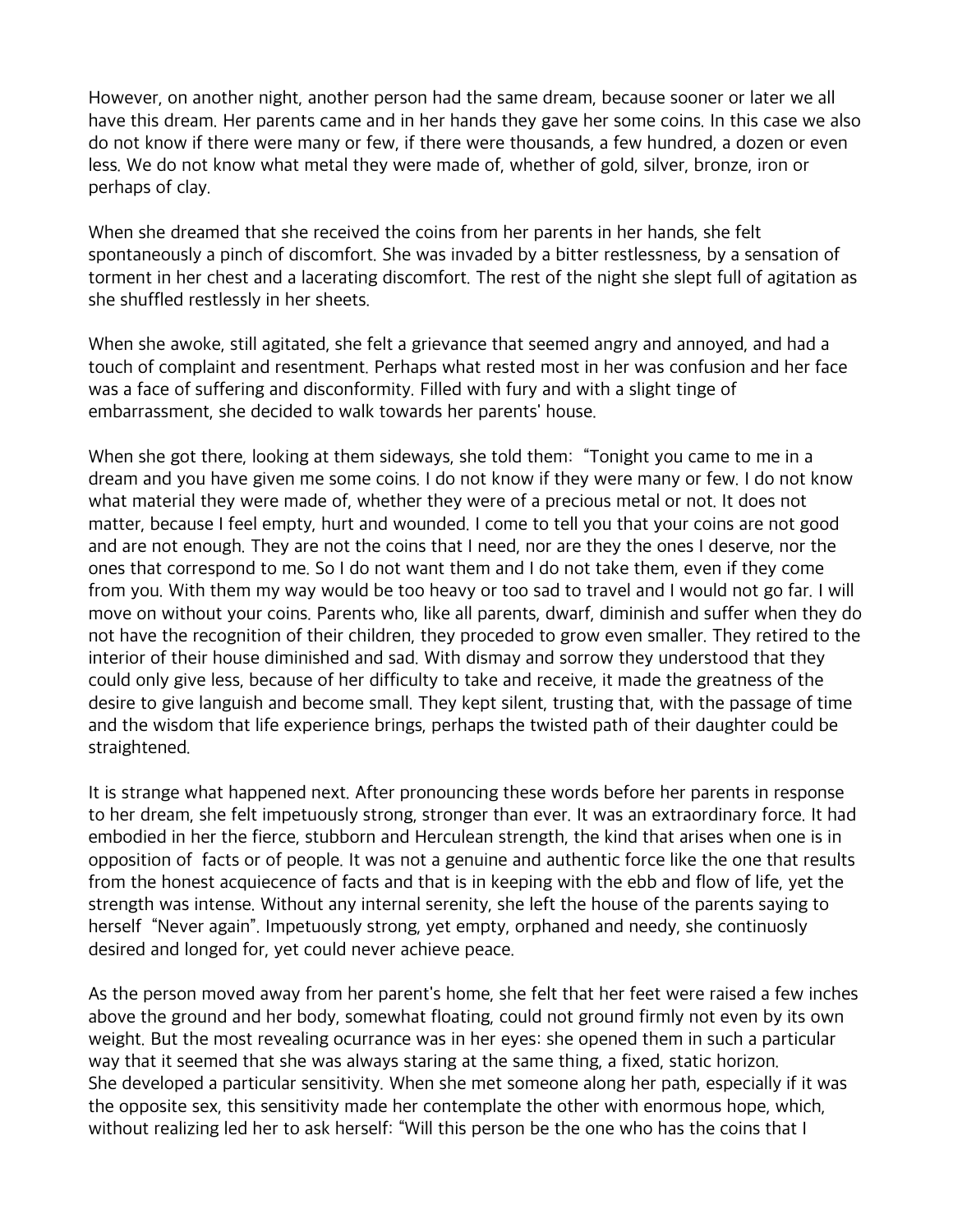However, on another night, another person had the same dream, because sooner or later we all have this dream. Her parents came and in her hands they gave her some coins. In this case we also do not know if there were many or few, if there were thousands, a few hundred, a dozen or even less. We do not know what metal they were made of, whether of gold, silver, bronze, iron or perhaps of clay.

When she dreamed that she received the coins from her parents in her hands, she felt spontaneously a pinch of discomfort. She was invaded by a bitter restlessness, by a sensation of torment in her chest and a lacerating discomfort. The rest of the night she slept full of agitation as she shuffled restlessly in her sheets.

When she awoke, still agitated, she felt a grievance that seemed angry and annoyed, and had a touch of complaint and resentment. Perhaps what rested most in her was confusion and her face was a face of suffering and disconformity. Filled with fury and with a slight tinge of embarrassment, she decided to walk towards her parents' house.

When she got there, looking at them sideways, she told them: "Tonight you came to me in a dream and you have given me some coins. I do not know if they were many or few. I do not know what material they were made of, whether they were of a precious metal or not. It does not matter, because I feel empty, hurt and wounded. I come to tell you that your coins are not good and are not enough. They are not the coins that I need, nor are they the ones I deserve, nor the ones that correspond to me. So I do not want them and I do not take them, even if they come from you. With them my way would be too heavy or too sad to travel and I would not go far. I will move on without your coins. Parents who, like all parents, dwarf, diminish and suffer when they do not have the recognition of their children, they proceded to grow even smaller. They retired to the interior of their house diminished and sad. With dismay and sorrow they understood that they could only give less, because of her difficulty to take and receive, it made the greatness of the desire to give languish and become small. They kept silent, trusting that, with the passage of time and the wisdom that life experience brings, perhaps the twisted path of their daughter could be straightened.

It is strange what happened next. After pronouncing these words before her parents in response to her dream, she felt impetuously strong, stronger than ever. It was an extraordinary force. It had embodied in her the fierce, stubborn and Herculean strength, the kind that arises when one is in opposition of facts or of people. It was not a genuine and authentic force like the one that results from the honest acquiecence of facts and that is in keeping with the ebb and flow of life, yet the strength was intense. Without any internal serenity, she left the house of the parents saying to herself "Never again". Impetuously strong, yet empty, orphaned and needy, she continuosly desired and longed for, yet could never achieve peace.

As the person moved away from her parent's home, she felt that her feet were raised a few inches above the ground and her body, somewhat floating, could not ground firmly not even by its own weight. But the most revealing ocurrance was in her eyes: she opened them in such a particular way that it seemed that she was always staring at the same thing, a fixed, static horizon.
She developed a particular sensitivity. When she met someone along her path, especially if it was the opposite sex, this sensitivity made her contemplate the other with enormous hope, which, without realizing led her to ask herself: "Will this person be the one who has the coins that I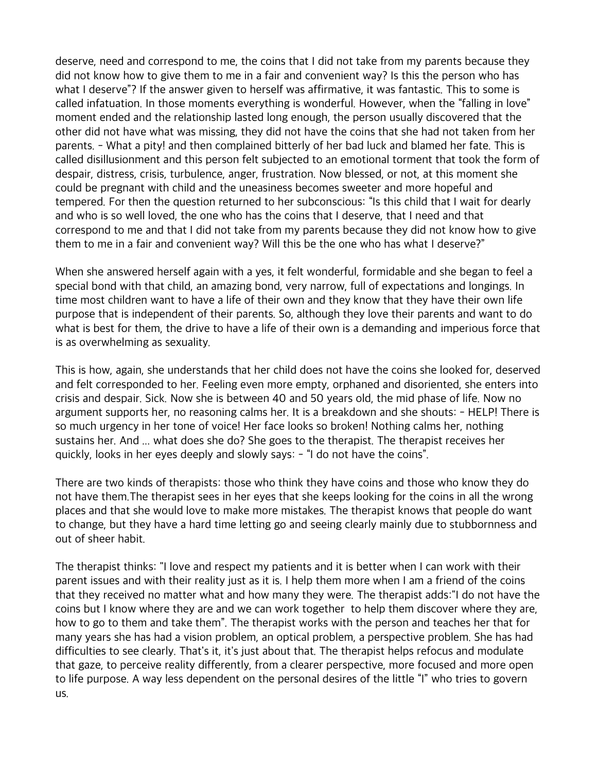deserve, need and correspond to me, the coins that I did not take from my parents because they did not know how to give them to me in a fair and convenient way? Is this the person who has what I deserve"? If the answer given to herself was affirmative, it was fantastic. This to some is called infatuation. In those moments everything is wonderful. However, when the "falling in love" moment ended and the relationship lasted long enough, the person usually discovered that the other did not have what was missing, they did not have the coins that she had not taken from her parents. – What a pity! and then complained bitterly of her bad luck and blamed her fate. This is called disillusionment and this person felt subjected to an emotional torment that took the form of despair, distress, crisis, turbulence, anger, frustration. Now blessed, or not, at this moment she could be pregnant with child and the uneasiness becomes sweeter and more hopeful and tempered. For then the question returned to her subconscious: "Is this child that I wait for dearly and who is so well loved, the one who has the coins that I deserve, that I need and that correspond to me and that I did not take from my parents because they did not know how to give them to me in a fair and convenient way? Will this be the one who has what I deserve?"

When she answered herself again with a yes, it felt wonderful, formidable and she began to feel a special bond with that child, an amazing bond, very narrow, full of expectations and longings. In time most children want to have a life of their own and they know that they have their own life purpose that is independent of their parents. So, although they love their parents and want to do what is best for them, the drive to have a life of their own is a demanding and imperious force that is as overwhelming as sexuality.

This is how, again, she understands that her child does not have the coins she looked for, deserved and felt corresponded to her. Feeling even more empty, orphaned and disoriented, she enters into crisis and despair. Sick. Now she is between 40 and 50 years old, the mid phase of life. Now no argument supports her, no reasoning calms her. It is a breakdown and she shouts: – HELP! There is so much urgency in her tone of voice! Her face looks so broken! Nothing calms her, nothing sustains her. And ... what does she do? She goes to the therapist. The therapist receives her quickly, looks in her eyes deeply and slowly says: – "I do not have the coins".

There are two kinds of therapists: those who think they have coins and those who know they do not have them.The therapist sees in her eyes that she keeps looking for the coins in all the wrong places and that she would love to make more mistakes. The therapist knows that people do want to change, but they have a hard time letting go and seeing clearly mainly due to stubbornness and out of sheer habit.

The therapist thinks: "I love and respect my patients and it is better when I can work with their parent issues and with their reality just as it is. I help them more when I am a friend of the coins that they received no matter what and how many they were. The therapist adds:"I do not have the coins but I know where they are and we can work together to help them discover where they are, how to go to them and take them". The therapist works with the person and teaches her that for many years she has had a vision problem, an optical problem, a perspective problem. She has had difficulties to see clearly. That's it, it's just about that. The therapist helps refocus and modulate that gaze, to perceive reality differently, from a clearer perspective, more focused and more open to life purpose. A way less dependent on the personal desires of the little "I" who tries to govern us.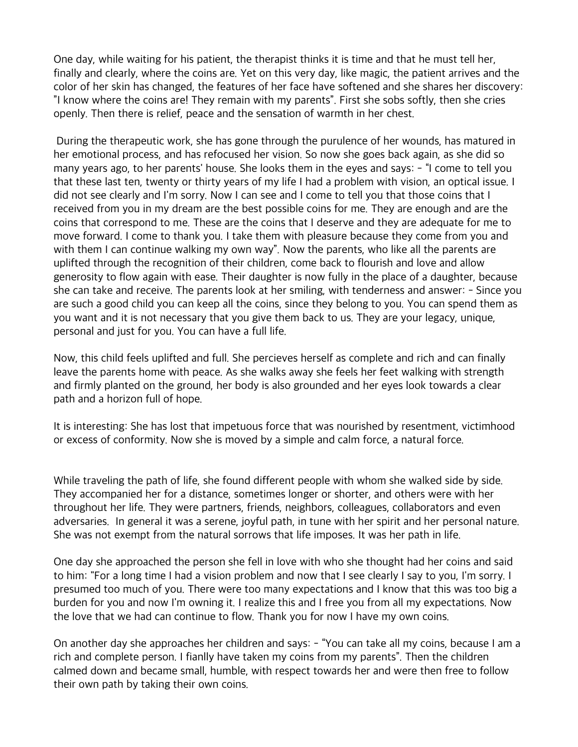One day, while waiting for his patient, the therapist thinks it is time and that he must tell her, finally and clearly, where the coins are. Yet on this very day, like magic, the patient arrives and the color of her skin has changed, the features of her face have softened and she shares her discovery: "I know where the coins are! They remain with my parents". First she sobs softly, then she cries openly. Then there is relief, peace and the sensation of warmth in her chest.

During the therapeutic work, she has gone through the purulence of her wounds, has matured in her emotional process, and has refocused her vision. So now she goes back again, as she did so many years ago, to her parents' house. She looks them in the eyes and says: – "I come to tell you that these last ten, twenty or thirty years of my life I had a problem with vision, an optical issue. I did not see clearly and I'm sorry. Now I can see and I come to tell you that those coins that I received from you in my dream are the best possible coins for me. They are enough and are the coins that correspond to me. These are the coins that I deserve and they are adequate for me to move forward. I come to thank you. I take them with pleasure because they come from you and with them I can continue walking my own way". Now the parents, who like all the parents are uplifted through the recognition of their children, come back to flourish and love and allow generosity to flow again with ease. Their daughter is now fully in the place of a daughter, because she can take and receive. The parents look at her smiling, with tenderness and answer: – Since you are such a good child you can keep all the coins, since they belong to you. You can spend them as you want and it is not necessary that you give them back to us. They are your legacy, unique, personal and just for you. You can have a full life.

Now, this child feels uplifted and full. She percieves herself as complete and rich and can finally leave the parents home with peace. As she walks away she feels her feet walking with strength and firmly planted on the ground, her body is also grounded and her eyes look towards a clear path and a horizon full of hope.

It is interesting: She has lost that impetuous force that was nourished by resentment, victimhood or excess of conformity. Now she is moved by a simple and calm force, a natural force.

While traveling the path of life, she found different people with whom she walked side by side. They accompanied her for a distance, sometimes longer or shorter, and others were with her throughout her life. They were partners, friends, neighbors, colleagues, collaborators and even adversaries. In general it was a serene, joyful path, in tune with her spirit and her personal nature. She was not exempt from the natural sorrows that life imposes. It was her path in life.

One day she approached the person she fell in love with who she thought had her coins and said to him: "For a long time I had a vision problem and now that I see clearly I say to you, I'm sorry. I presumed too much of you. There were too many expectations and I know that this was too big a burden for you and now I'm owning it. I realize this and I free you from all my expectations. Now the love that we had can continue to flow. Thank you for now I have my own coins.

On another day she approaches her children and says: – "You can take all my coins, because I am a rich and complete person. I fianlly have taken my coins from my parents". Then the children calmed down and became small, humble, with respect towards her and were then free to follow their own path by taking their own coins.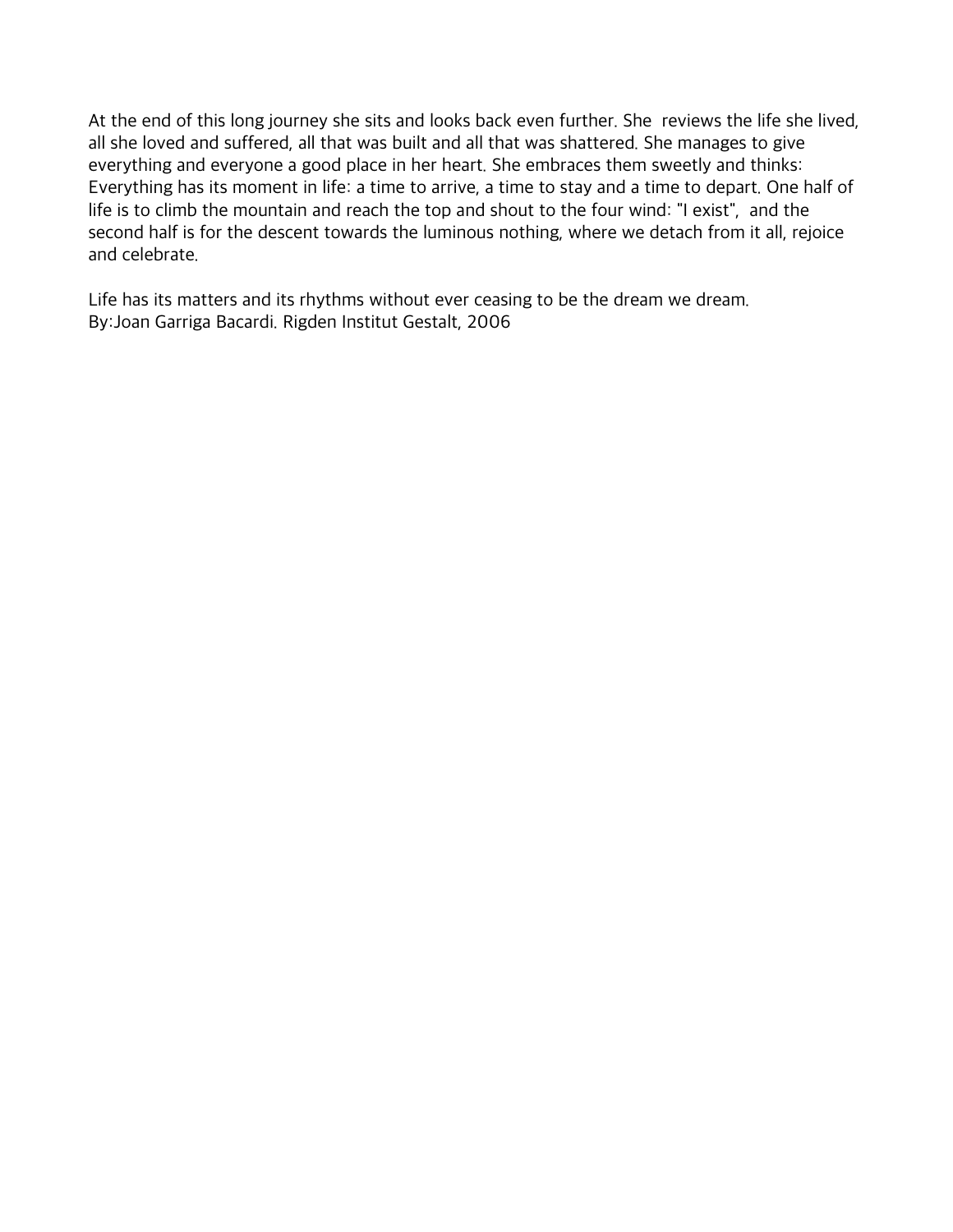At the end of this long journey she sits and looks back even further. She  reviews the life she lived, all she loved and suffered, all that was built and all that was shattered. She manages to give everything and everyone a good place in her heart. She embraces them sweetly and thinks: Everything has its moment in life: a time to arrive, a time to stay and a time to depart. One half of life is to climb the mountain and reach the top and shout to the four wind: "I exist",  and the second half is for the descent towards the luminous nothing, where we detach from it all, rejoice and celebrate.

Life has its matters and its rhythms without ever ceasing to be the dream we dream.
By:Joan Garriga Bacardi. Rigden Institut Gestalt, 2006